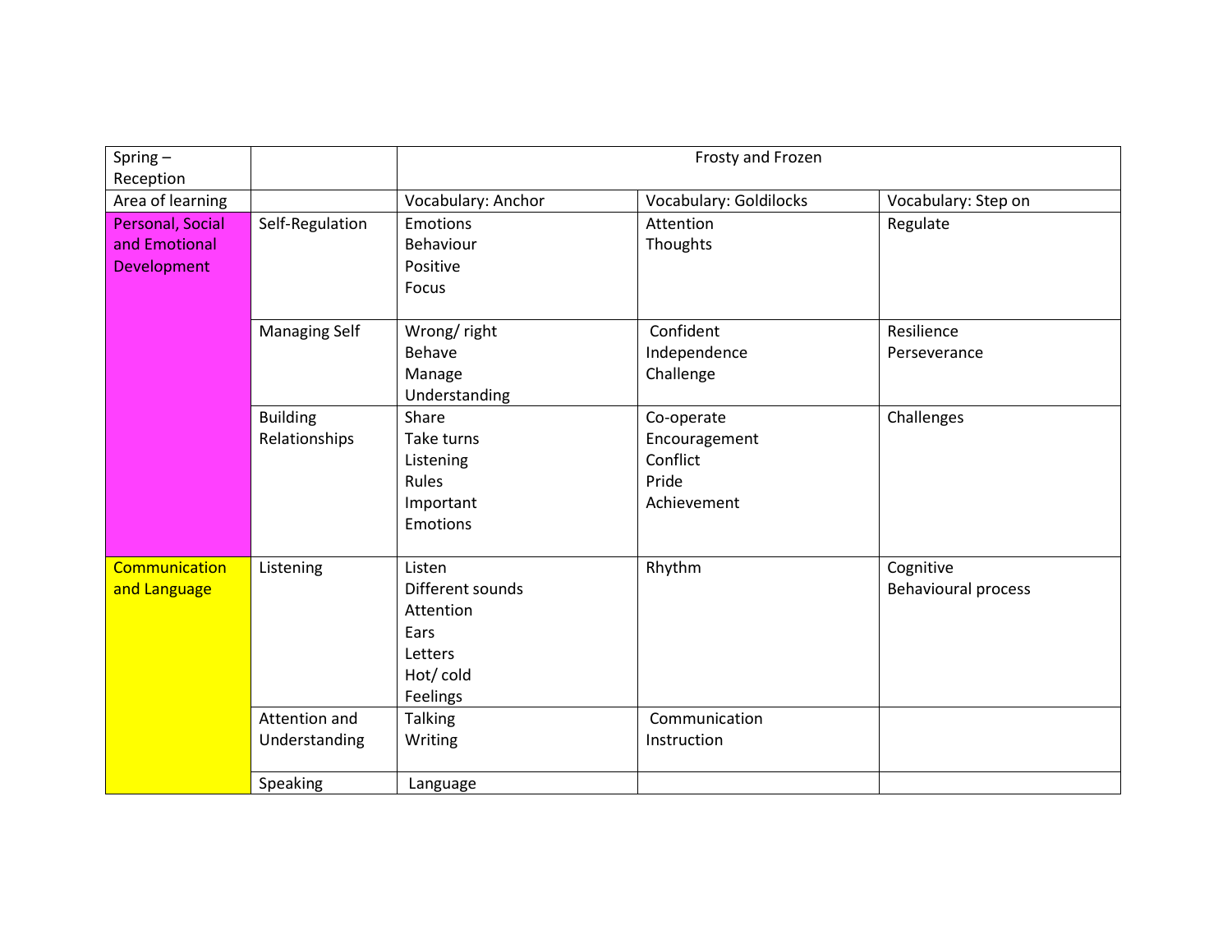| Spring – Reception | | Frosty and Frozen | | |
|---|---|---|---|---|
| Area of learning | | Vocabulary: Anchor | Vocabulary: Goldilocks | Vocabulary: Step on |
| Personal, Social and Emotional Development | Self-Regulation | Emotions<br>Behaviour<br>Positive<br>Focus | Attention<br>Thoughts | Regulate |
| | Managing Self | Wrong/ right<br>Behave<br>Manage<br>Understanding | Confident<br>Independence<br>Challenge | Resilience<br>Perseverance |
| | Building Relationships | Share<br>Take turns<br>Listening<br>Rules<br>Important<br>Emotions | Co-operate<br>Encouragement<br>Conflict<br>Pride<br>Achievement | Challenges |
| Communication and Language | Listening | Listen<br>Different sounds<br>Attention<br>Ears<br>Letters<br>Hot/ cold<br>Feelings | Rhythm | Cognitive<br>Behavioural process |
| | Attention and Understanding | Talking<br>Writing | Communication<br>Instruction | |
| | Speaking | Language | | |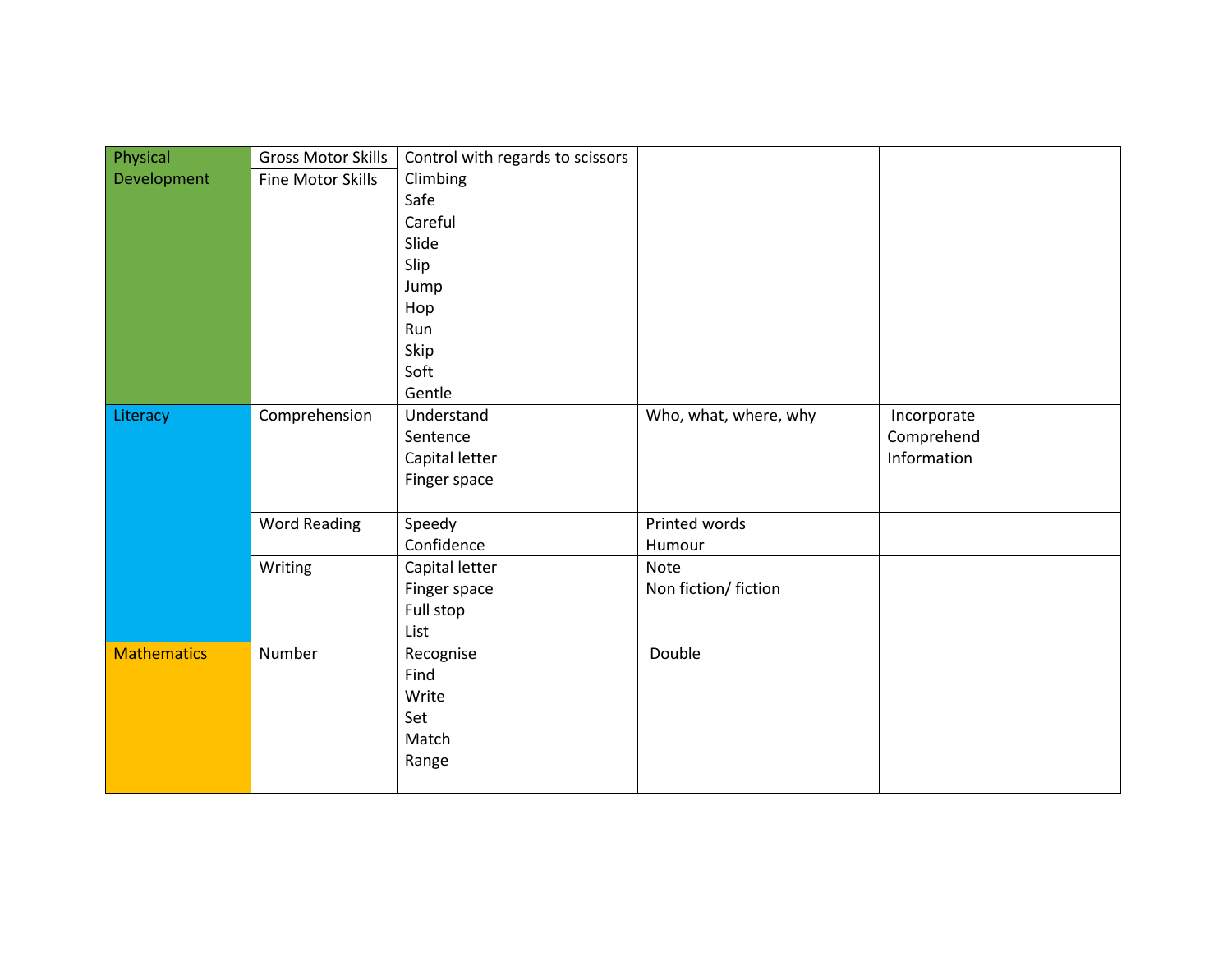| Physical Development | Gross Motor Skills<br>Fine Motor Skills | Control with regards to scissors<br>Climbing<br>Safe<br>Careful<br>Slide<br>Slip<br>Jump<br>Hop<br>Run<br>Skip<br>Soft<br>Gentle | | |
|---|---|---|---|---|
| Literacy | Comprehension | Understand<br>Sentence<br>Capital letter<br>Finger space | Who, what, where, why | Incorporate<br>Comprehend<br>Information |
| | Word Reading | Speedy<br>Confidence | Printed words<br>Humour | |
| | Writing | Capital letter<br>Finger space<br>Full stop<br>List | Note<br>Non fiction/ fiction | |
| Mathematics | Number | Recognise<br>Find<br>Write<br>Set<br>Match<br>Range | Double | |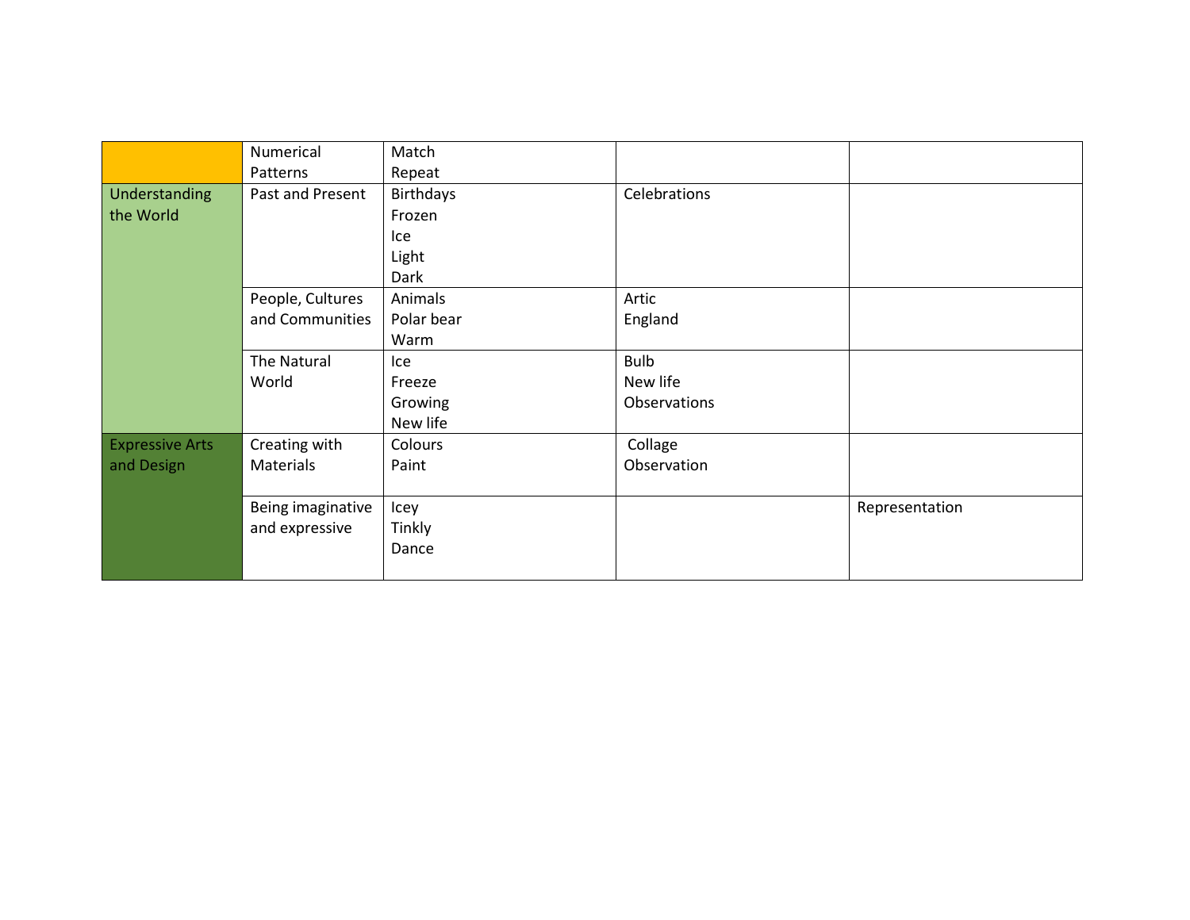| | | | | |
|---|---|---|---|---|
| | Numerical Patterns | Match<br>Repeat | | |
| Understanding the World | Past and Present | Birthdays<br>Frozen<br>Ice<br>Light<br>Dark | Celebrations | |
| | People, Cultures and Communities | Animals<br>Polar bear<br>Warm | Artic<br>England | |
| | The Natural World | Ice<br>Freeze<br>Growing<br>New life | Bulb<br>New life<br>Observations | |
| Expressive Arts and Design | Creating with Materials | Colours<br>Paint | Collage<br>Observation | |
| | Being imaginative and expressive | Icey<br>Tinkly<br>Dance | | Representation |